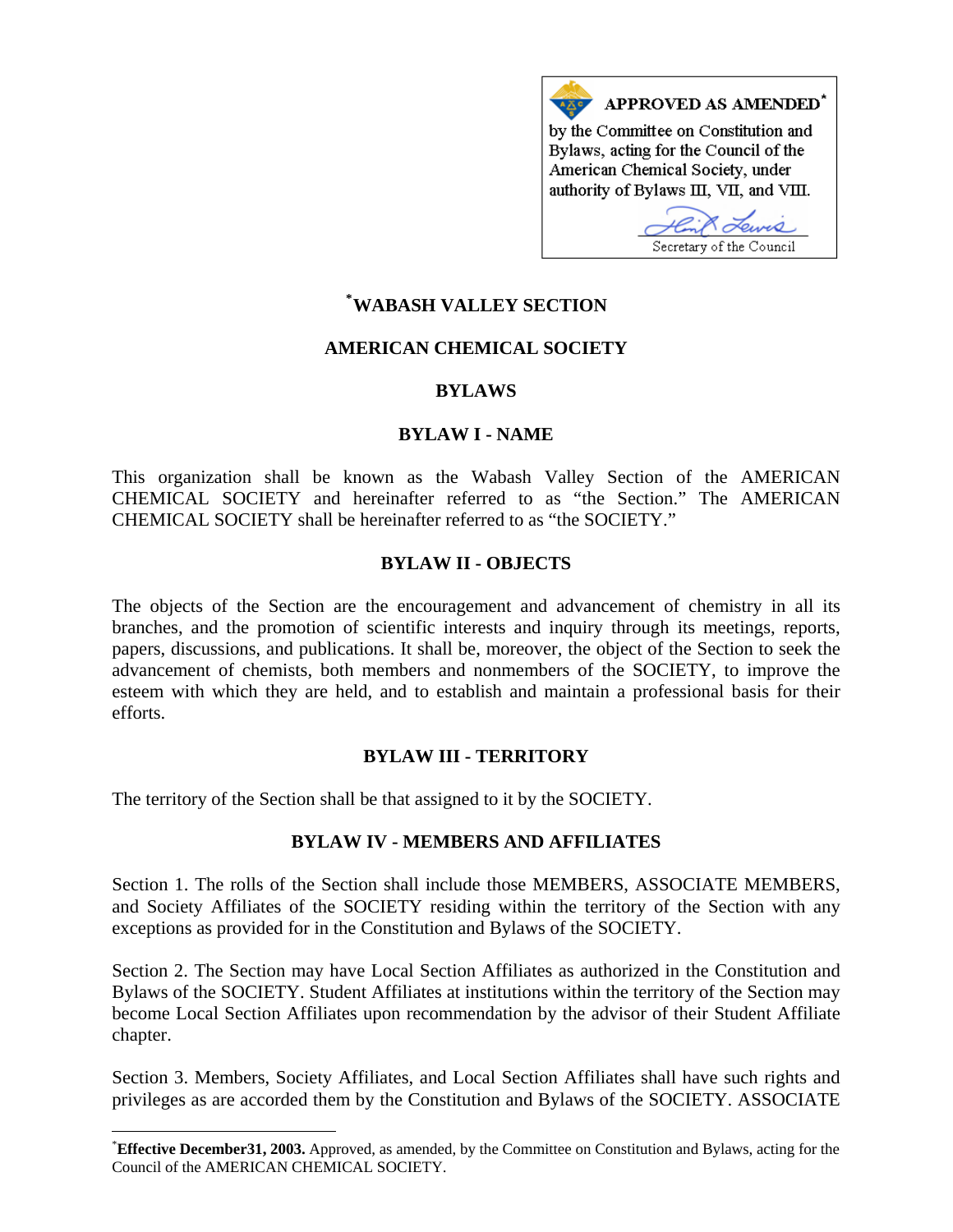**APPROVED AS AMENDED***

by the Committee on Constitution and Bylaws, acting for the Council of the American Chemical Society, under authority of Bylaws III, VII, and VIII.

Secretary of the Council

# *WABASH VALLEY SECTION

# AMERICAN CHEMICAL SOCIETY

# BYLAWS

## BYLAW I - NAME

This organization shall be known as the Wabash Valley Section of the AMERICAN CHEMICAL SOCIETY and hereinafter referred to as "the Section." The AMERICAN CHEMICAL SOCIETY shall be hereinafter referred to as "the SOCIETY."

## BYLAW II - OBJECTS

The objects of the Section are the encouragement and advancement of chemistry in all its branches, and the promotion of scientific interests and inquiry through its meetings, reports, papers, discussions, and publications. It shall be, moreover, the object of the Section to seek the advancement of chemists, both members and nonmembers of the SOCIETY, to improve the esteem with which they are held, and to establish and maintain a professional basis for their efforts.

## BYLAW III - TERRITORY

The territory of the Section shall be that assigned to it by the SOCIETY.

## BYLAW IV - MEMBERS AND AFFILIATES

Section 1. The rolls of the Section shall include those MEMBERS, ASSOCIATE MEMBERS, and Society Affiliates of the SOCIETY residing within the territory of the Section with any exceptions as provided for in the Constitution and Bylaws of the SOCIETY.

Section 2. The Section may have Local Section Affiliates as authorized in the Constitution and Bylaws of the SOCIETY. Student Affiliates at institutions within the territory of the Section may become Local Section Affiliates upon recommendation by the advisor of their Student Affiliate chapter.

Section 3. Members, Society Affiliates, and Local Section Affiliates shall have such rights and privileges as are accorded them by the Constitution and Bylaws of the SOCIETY. ASSOCIATE

---

***Effective December31, 2003.** Approved, as amended, by the Committee on Constitution and Bylaws, acting for the Council of the AMERICAN CHEMICAL SOCIETY.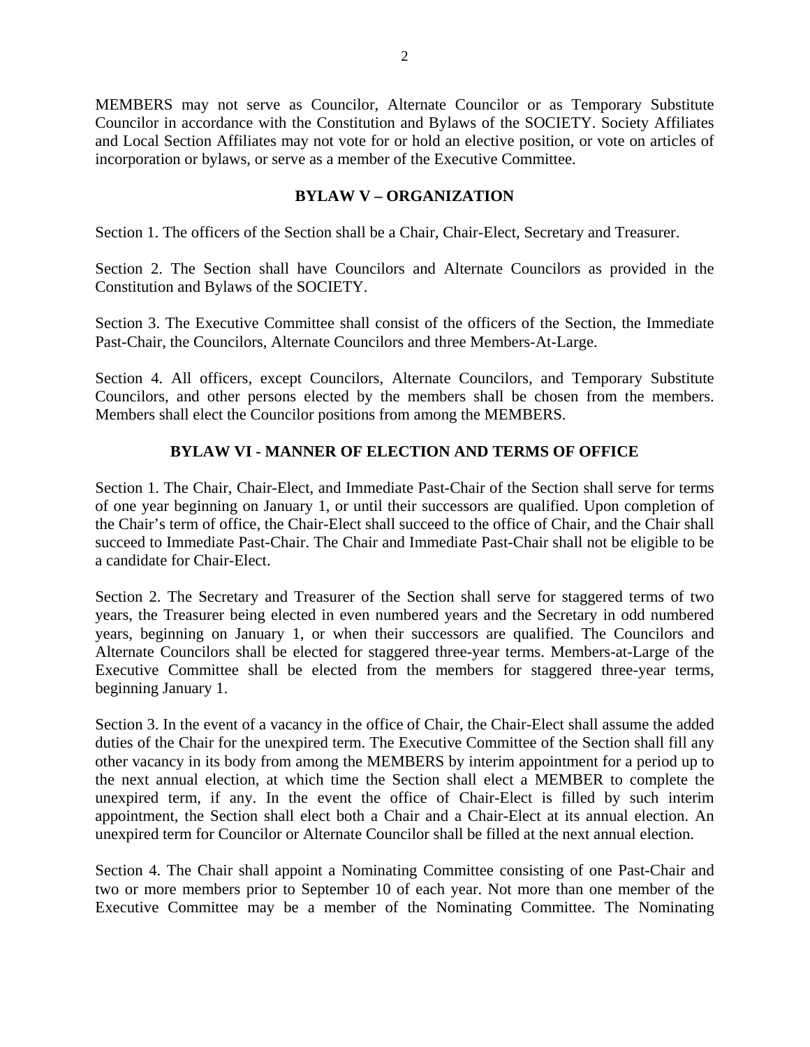MEMBERS may not serve as Councilor, Alternate Councilor or as Temporary Substitute Councilor in accordance with the Constitution and Bylaws of the SOCIETY. Society Affiliates and Local Section Affiliates may not vote for or hold an elective position, or vote on articles of incorporation or bylaws, or serve as a member of the Executive Committee.

## BYLAW V – ORGANIZATION

Section 1. The officers of the Section shall be a Chair, Chair-Elect, Secretary and Treasurer.

Section 2. The Section shall have Councilors and Alternate Councilors as provided in the Constitution and Bylaws of the SOCIETY.

Section 3. The Executive Committee shall consist of the officers of the Section, the Immediate Past-Chair, the Councilors, Alternate Councilors and three Members-At-Large.

Section 4. All officers, except Councilors, Alternate Councilors, and Temporary Substitute Councilors, and other persons elected by the members shall be chosen from the members. Members shall elect the Councilor positions from among the MEMBERS.

## BYLAW VI - MANNER OF ELECTION AND TERMS OF OFFICE

Section 1. The Chair, Chair-Elect, and Immediate Past-Chair of the Section shall serve for terms of one year beginning on January 1, or until their successors are qualified. Upon completion of the Chair's term of office, the Chair-Elect shall succeed to the office of Chair, and the Chair shall succeed to Immediate Past-Chair. The Chair and Immediate Past-Chair shall not be eligible to be a candidate for Chair-Elect.

Section 2. The Secretary and Treasurer of the Section shall serve for staggered terms of two years, the Treasurer being elected in even numbered years and the Secretary in odd numbered years, beginning on January 1, or when their successors are qualified. The Councilors and Alternate Councilors shall be elected for staggered three-year terms. Members-at-Large of the Executive Committee shall be elected from the members for staggered three-year terms, beginning January 1.

Section 3. In the event of a vacancy in the office of Chair, the Chair-Elect shall assume the added duties of the Chair for the unexpired term. The Executive Committee of the Section shall fill any other vacancy in its body from among the MEMBERS by interim appointment for a period up to the next annual election, at which time the Section shall elect a MEMBER to complete the unexpired term, if any. In the event the office of Chair-Elect is filled by such interim appointment, the Section shall elect both a Chair and a Chair-Elect at its annual election. An unexpired term for Councilor or Alternate Councilor shall be filled at the next annual election.

Section 4. The Chair shall appoint a Nominating Committee consisting of one Past-Chair and two or more members prior to September 10 of each year. Not more than one member of the Executive Committee may be a member of the Nominating Committee. The Nominating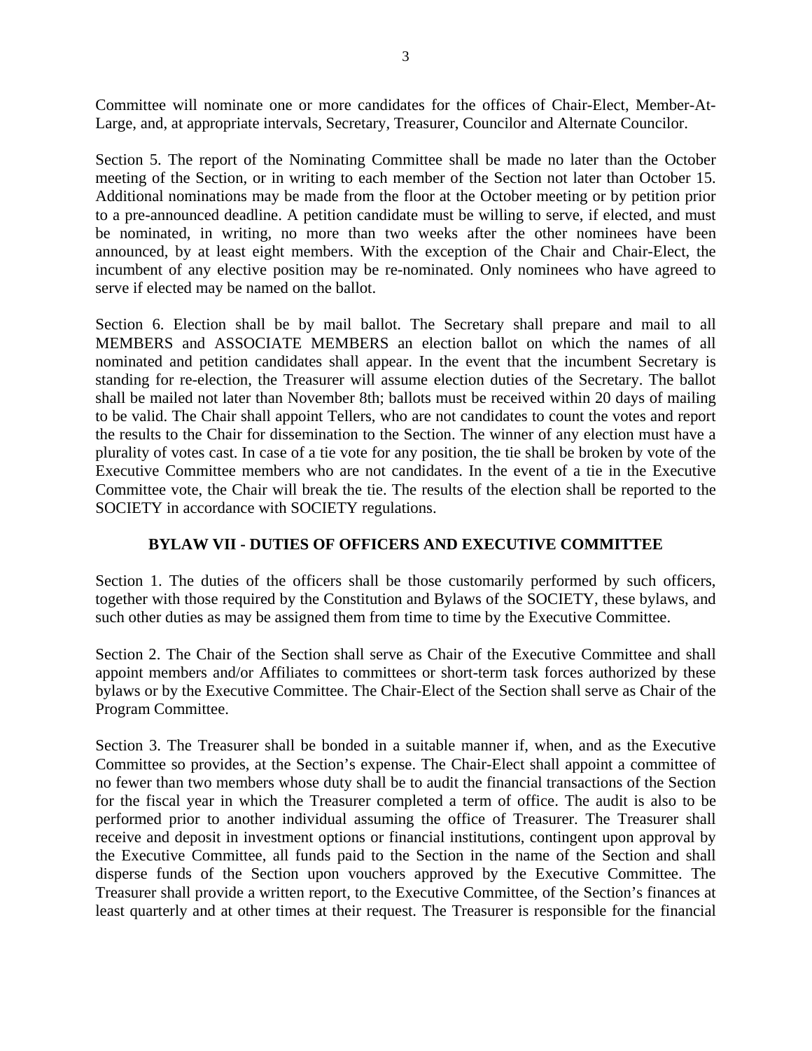Committee will nominate one or more candidates for the offices of Chair-Elect, Member-At-Large, and, at appropriate intervals, Secretary, Treasurer, Councilor and Alternate Councilor.

Section 5. The report of the Nominating Committee shall be made no later than the October meeting of the Section, or in writing to each member of the Section not later than October 15. Additional nominations may be made from the floor at the October meeting or by petition prior to a pre-announced deadline. A petition candidate must be willing to serve, if elected, and must be nominated, in writing, no more than two weeks after the other nominees have been announced, by at least eight members. With the exception of the Chair and Chair-Elect, the incumbent of any elective position may be re-nominated. Only nominees who have agreed to serve if elected may be named on the ballot.

Section 6. Election shall be by mail ballot. The Secretary shall prepare and mail to all MEMBERS and ASSOCIATE MEMBERS an election ballot on which the names of all nominated and petition candidates shall appear. In the event that the incumbent Secretary is standing for re-election, the Treasurer will assume election duties of the Secretary. The ballot shall be mailed not later than November 8th; ballots must be received within 20 days of mailing to be valid. The Chair shall appoint Tellers, who are not candidates to count the votes and report the results to the Chair for dissemination to the Section. The winner of any election must have a plurality of votes cast. In case of a tie vote for any position, the tie shall be broken by vote of the Executive Committee members who are not candidates. In the event of a tie in the Executive Committee vote, the Chair will break the tie. The results of the election shall be reported to the SOCIETY in accordance with SOCIETY regulations.

## BYLAW VII - DUTIES OF OFFICERS AND EXECUTIVE COMMITTEE

Section 1. The duties of the officers shall be those customarily performed by such officers, together with those required by the Constitution and Bylaws of the SOCIETY, these bylaws, and such other duties as may be assigned them from time to time by the Executive Committee.

Section 2. The Chair of the Section shall serve as Chair of the Executive Committee and shall appoint members and/or Affiliates to committees or short-term task forces authorized by these bylaws or by the Executive Committee. The Chair-Elect of the Section shall serve as Chair of the Program Committee.

Section 3. The Treasurer shall be bonded in a suitable manner if, when, and as the Executive Committee so provides, at the Section's expense. The Chair-Elect shall appoint a committee of no fewer than two members whose duty shall be to audit the financial transactions of the Section for the fiscal year in which the Treasurer completed a term of office. The audit is also to be performed prior to another individual assuming the office of Treasurer. The Treasurer shall receive and deposit in investment options or financial institutions, contingent upon approval by the Executive Committee, all funds paid to the Section in the name of the Section and shall disperse funds of the Section upon vouchers approved by the Executive Committee. The Treasurer shall provide a written report, to the Executive Committee, of the Section's finances at least quarterly and at other times at their request. The Treasurer is responsible for the financial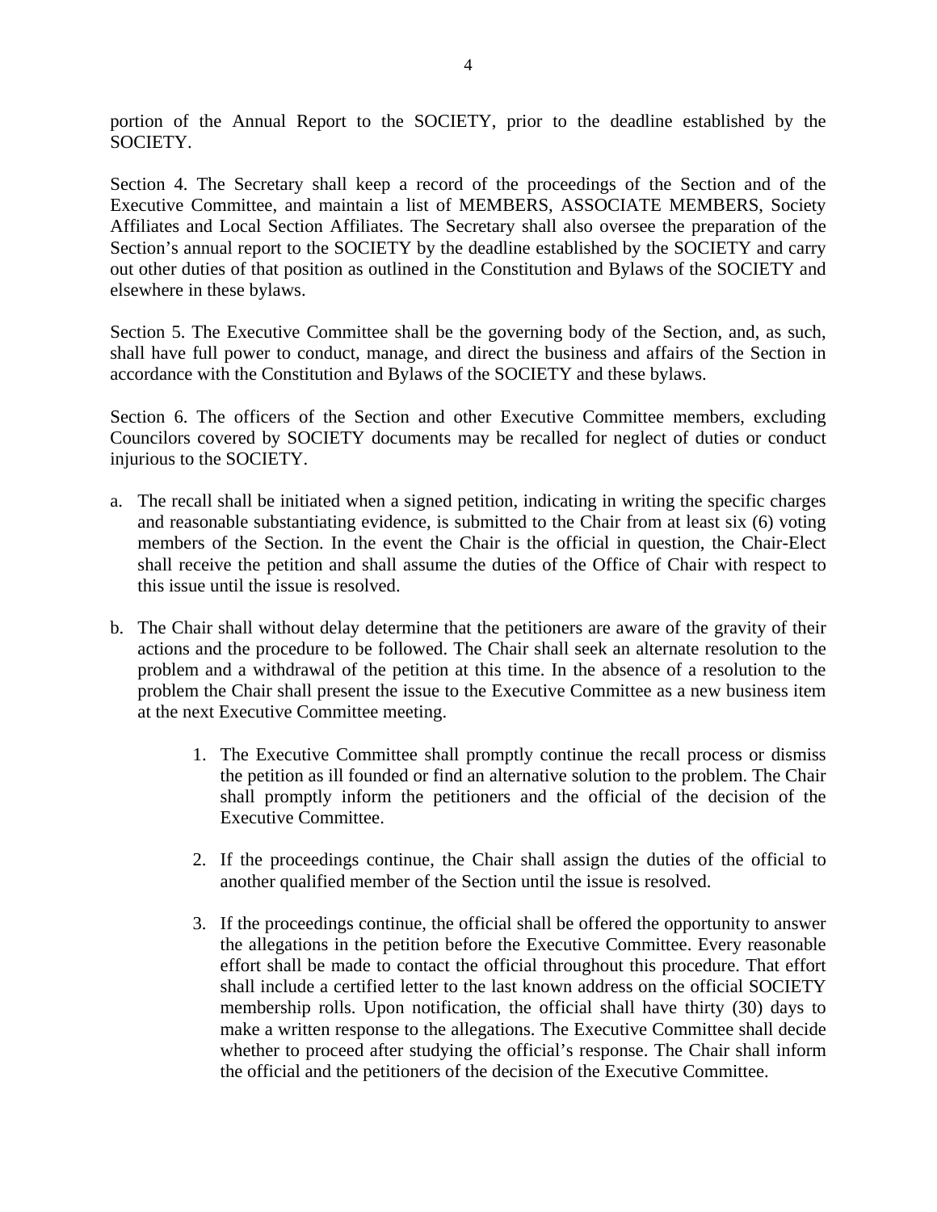portion of the Annual Report to the SOCIETY, prior to the deadline established by the SOCIETY.

Section 4. The Secretary shall keep a record of the proceedings of the Section and of the Executive Committee, and maintain a list of MEMBERS, ASSOCIATE MEMBERS, Society Affiliates and Local Section Affiliates. The Secretary shall also oversee the preparation of the Section's annual report to the SOCIETY by the deadline established by the SOCIETY and carry out other duties of that position as outlined in the Constitution and Bylaws of the SOCIETY and elsewhere in these bylaws.

Section 5. The Executive Committee shall be the governing body of the Section, and, as such, shall have full power to conduct, manage, and direct the business and affairs of the Section in accordance with the Constitution and Bylaws of the SOCIETY and these bylaws.

Section 6. The officers of the Section and other Executive Committee members, excluding Councilors covered by SOCIETY documents may be recalled for neglect of duties or conduct injurious to the SOCIETY.

a. The recall shall be initiated when a signed petition, indicating in writing the specific charges and reasonable substantiating evidence, is submitted to the Chair from at least six (6) voting members of the Section. In the event the Chair is the official in question, the Chair-Elect shall receive the petition and shall assume the duties of the Office of Chair with respect to this issue until the issue is resolved.

b. The Chair shall without delay determine that the petitioners are aware of the gravity of their actions and the procedure to be followed. The Chair shall seek an alternate resolution to the problem and a withdrawal of the petition at this time. In the absence of a resolution to the problem the Chair shall present the issue to the Executive Committee as a new business item at the next Executive Committee meeting.

    1. The Executive Committee shall promptly continue the recall process or dismiss the petition as ill founded or find an alternative solution to the problem. The Chair shall promptly inform the petitioners and the official of the decision of the Executive Committee.

    2. If the proceedings continue, the Chair shall assign the duties of the official to another qualified member of the Section until the issue is resolved.

    3. If the proceedings continue, the official shall be offered the opportunity to answer the allegations in the petition before the Executive Committee. Every reasonable effort shall be made to contact the official throughout this procedure. That effort shall include a certified letter to the last known address on the official SOCIETY membership rolls. Upon notification, the official shall have thirty (30) days to make a written response to the allegations. The Executive Committee shall decide whether to proceed after studying the official's response. The Chair shall inform the official and the petitioners of the decision of the Executive Committee.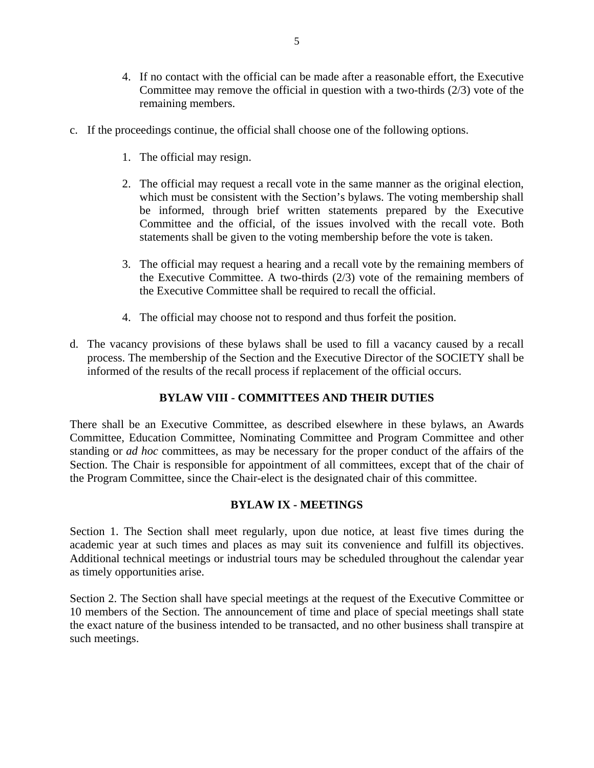4. If no contact with the official can be made after a reasonable effort, the Executive Committee may remove the official in question with a two-thirds (2/3) vote of the remaining members.

c. If the proceedings continue, the official shall choose one of the following options.

   1. The official may resign.

   2. The official may request a recall vote in the same manner as the original election, which must be consistent with the Section's bylaws. The voting membership shall be informed, through brief written statements prepared by the Executive Committee and the official, of the issues involved with the recall vote. Both statements shall be given to the voting membership before the vote is taken.

   3. The official may request a hearing and a recall vote by the remaining members of the Executive Committee. A two-thirds (2/3) vote of the remaining members of the Executive Committee shall be required to recall the official.

   4. The official may choose not to respond and thus forfeit the position.

d. The vacancy provisions of these bylaws shall be used to fill a vacancy caused by a recall process. The membership of the Section and the Executive Director of the SOCIETY shall be informed of the results of the recall process if replacement of the official occurs.

## BYLAW VIII - COMMITTEES AND THEIR DUTIES

There shall be an Executive Committee, as described elsewhere in these bylaws, an Awards Committee, Education Committee, Nominating Committee and Program Committee and other standing or *ad hoc* committees, as may be necessary for the proper conduct of the affairs of the Section. The Chair is responsible for appointment of all committees, except that of the chair of the Program Committee, since the Chair-elect is the designated chair of this committee.

## BYLAW IX - MEETINGS

Section 1. The Section shall meet regularly, upon due notice, at least five times during the academic year at such times and places as may suit its convenience and fulfill its objectives. Additional technical meetings or industrial tours may be scheduled throughout the calendar year as timely opportunities arise.

Section 2. The Section shall have special meetings at the request of the Executive Committee or 10 members of the Section. The announcement of time and place of special meetings shall state the exact nature of the business intended to be transacted, and no other business shall transpire at such meetings.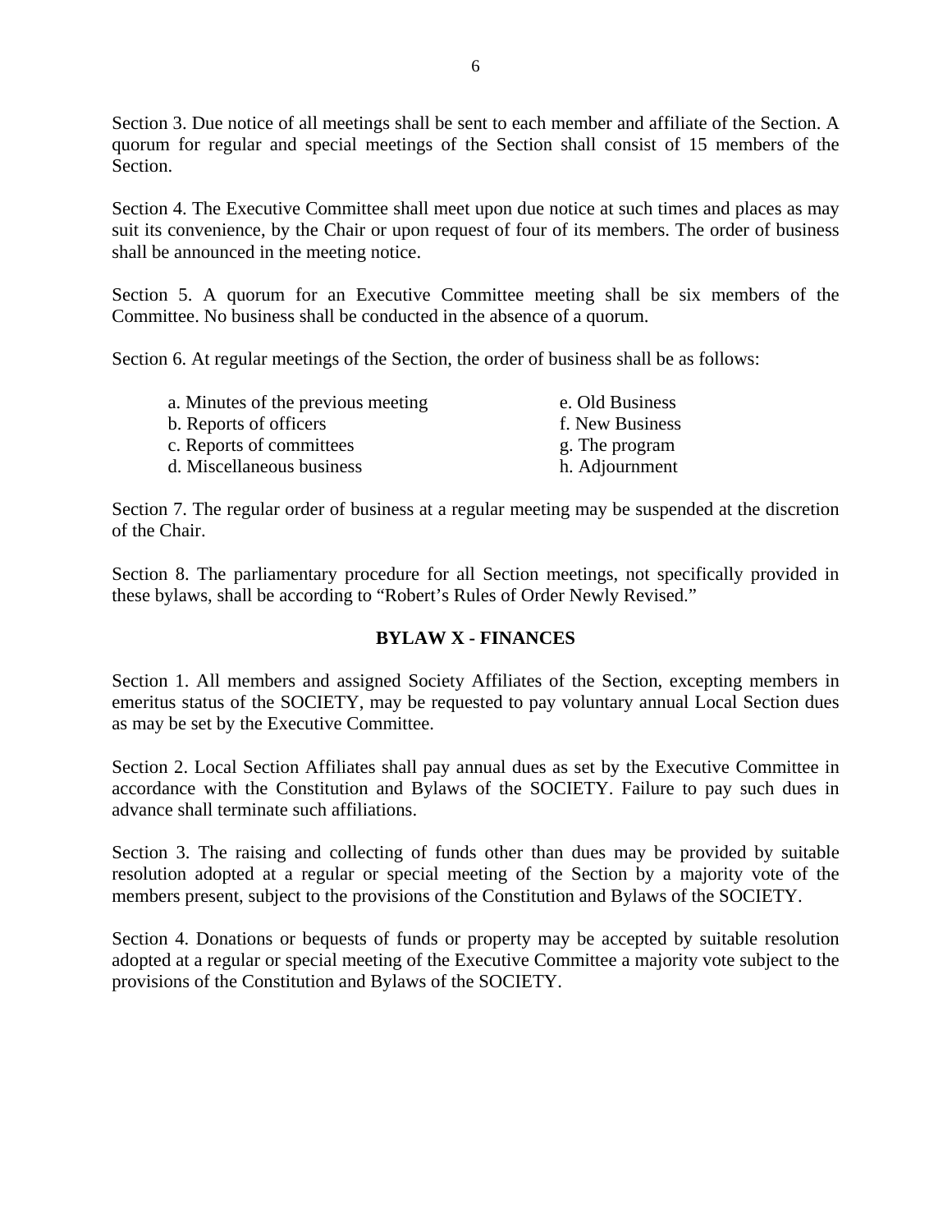Section 3. Due notice of all meetings shall be sent to each member and affiliate of the Section. A quorum for regular and special meetings of the Section shall consist of 15 members of the Section.

Section 4. The Executive Committee shall meet upon due notice at such times and places as may suit its convenience, by the Chair or upon request of four of its members. The order of business shall be announced in the meeting notice.

Section 5. A quorum for an Executive Committee meeting shall be six members of the Committee. No business shall be conducted in the absence of a quorum.

Section 6. At regular meetings of the Section, the order of business shall be as follows:

a. Minutes of the previous meeting
b. Reports of officers
c. Reports of committees
d. Miscellaneous business
e. Old Business
f. New Business
g. The program
h. Adjournment

Section 7. The regular order of business at a regular meeting may be suspended at the discretion of the Chair.

Section 8. The parliamentary procedure for all Section meetings, not specifically provided in these bylaws, shall be according to "Robert's Rules of Order Newly Revised."

## BYLAW X - FINANCES

Section 1. All members and assigned Society Affiliates of the Section, excepting members in emeritus status of the SOCIETY, may be requested to pay voluntary annual Local Section dues as may be set by the Executive Committee.

Section 2. Local Section Affiliates shall pay annual dues as set by the Executive Committee in accordance with the Constitution and Bylaws of the SOCIETY. Failure to pay such dues in advance shall terminate such affiliations.

Section 3. The raising and collecting of funds other than dues may be provided by suitable resolution adopted at a regular or special meeting of the Section by a majority vote of the members present, subject to the provisions of the Constitution and Bylaws of the SOCIETY.

Section 4. Donations or bequests of funds or property may be accepted by suitable resolution adopted at a regular or special meeting of the Executive Committee a majority vote subject to the provisions of the Constitution and Bylaws of the SOCIETY.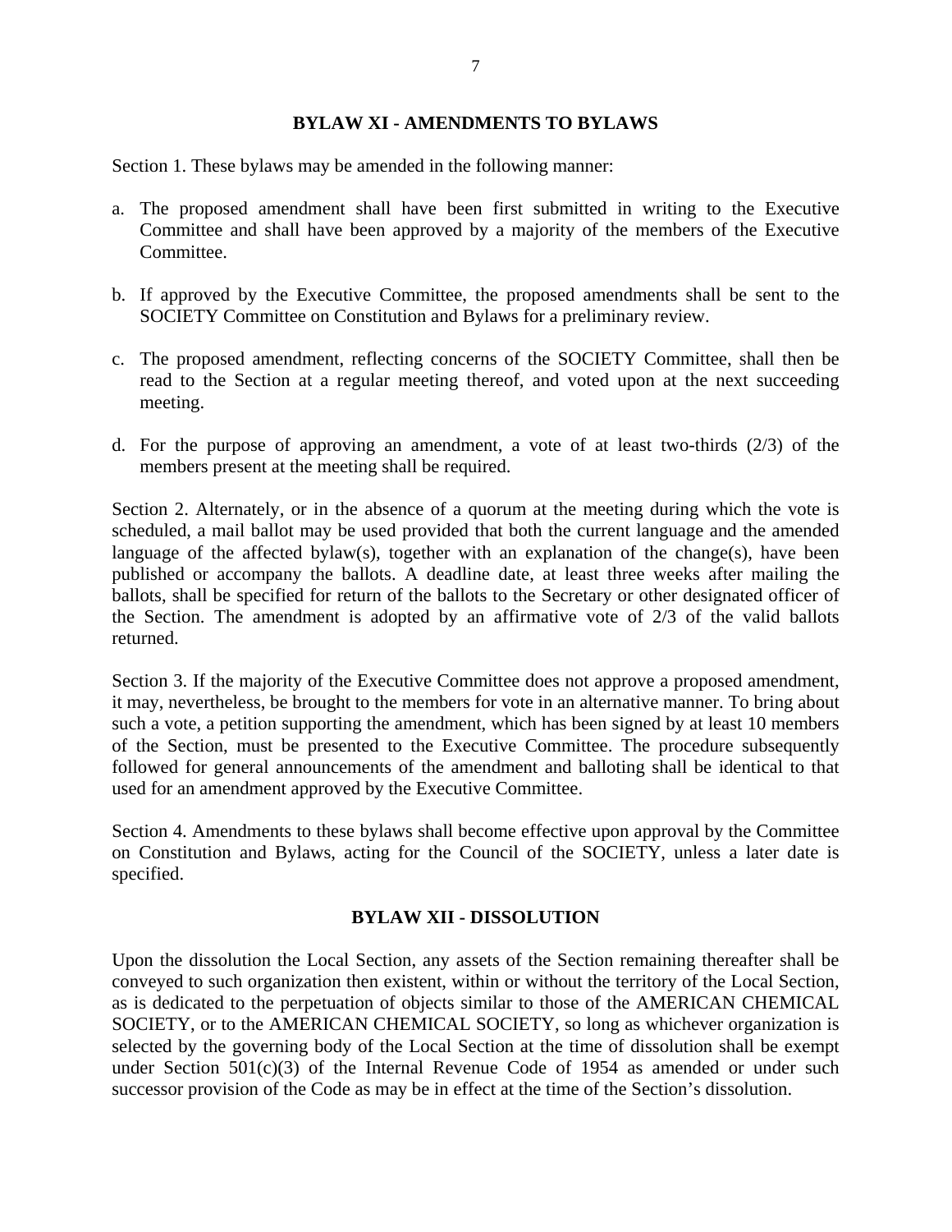## BYLAW XI - AMENDMENTS TO BYLAWS

Section 1. These bylaws may be amended in the following manner:

a. The proposed amendment shall have been first submitted in writing to the Executive Committee and shall have been approved by a majority of the members of the Executive Committee.

b. If approved by the Executive Committee, the proposed amendments shall be sent to the SOCIETY Committee on Constitution and Bylaws for a preliminary review.

c. The proposed amendment, reflecting concerns of the SOCIETY Committee, shall then be read to the Section at a regular meeting thereof, and voted upon at the next succeeding meeting.

d. For the purpose of approving an amendment, a vote of at least two-thirds (2/3) of the members present at the meeting shall be required.

Section 2. Alternately, or in the absence of a quorum at the meeting during which the vote is scheduled, a mail ballot may be used provided that both the current language and the amended language of the affected bylaw(s), together with an explanation of the change(s), have been published or accompany the ballots. A deadline date, at least three weeks after mailing the ballots, shall be specified for return of the ballots to the Secretary or other designated officer of the Section. The amendment is adopted by an affirmative vote of 2/3 of the valid ballots returned.

Section 3. If the majority of the Executive Committee does not approve a proposed amendment, it may, nevertheless, be brought to the members for vote in an alternative manner. To bring about such a vote, a petition supporting the amendment, which has been signed by at least 10 members of the Section, must be presented to the Executive Committee. The procedure subsequently followed for general announcements of the amendment and balloting shall be identical to that used for an amendment approved by the Executive Committee.

Section 4. Amendments to these bylaws shall become effective upon approval by the Committee on Constitution and Bylaws, acting for the Council of the SOCIETY, unless a later date is specified.

## BYLAW XII - DISSOLUTION

Upon the dissolution the Local Section, any assets of the Section remaining thereafter shall be conveyed to such organization then existent, within or without the territory of the Local Section, as is dedicated to the perpetuation of objects similar to those of the AMERICAN CHEMICAL SOCIETY, or to the AMERICAN CHEMICAL SOCIETY, so long as whichever organization is selected by the governing body of the Local Section at the time of dissolution shall be exempt under Section 501(c)(3) of the Internal Revenue Code of 1954 as amended or under such successor provision of the Code as may be in effect at the time of the Section's dissolution.